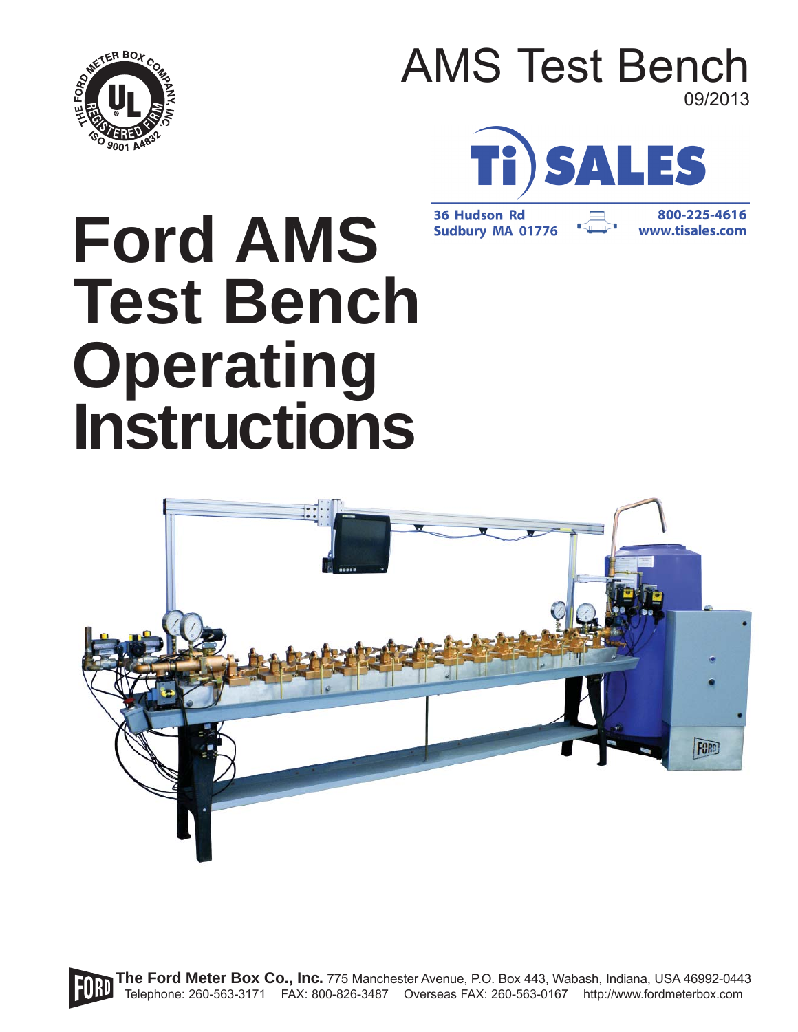AMS Test Bench

09/2013

Ti SALES

36 Hudson Rd
Sudbury MA 01776

800-225-4616
www.tisales.com

# Ford AMS Test Bench Operating Instructions

**The Ford Meter Box Co., Inc.** 775 Manchester Avenue, P.O. Box 443, Wabash, Indiana, USA 46992-0443
Telephone: 260-563-3171 FAX: 800-826-3487 Overseas FAX: 260-563-0167 http://www.fordmeterbox.com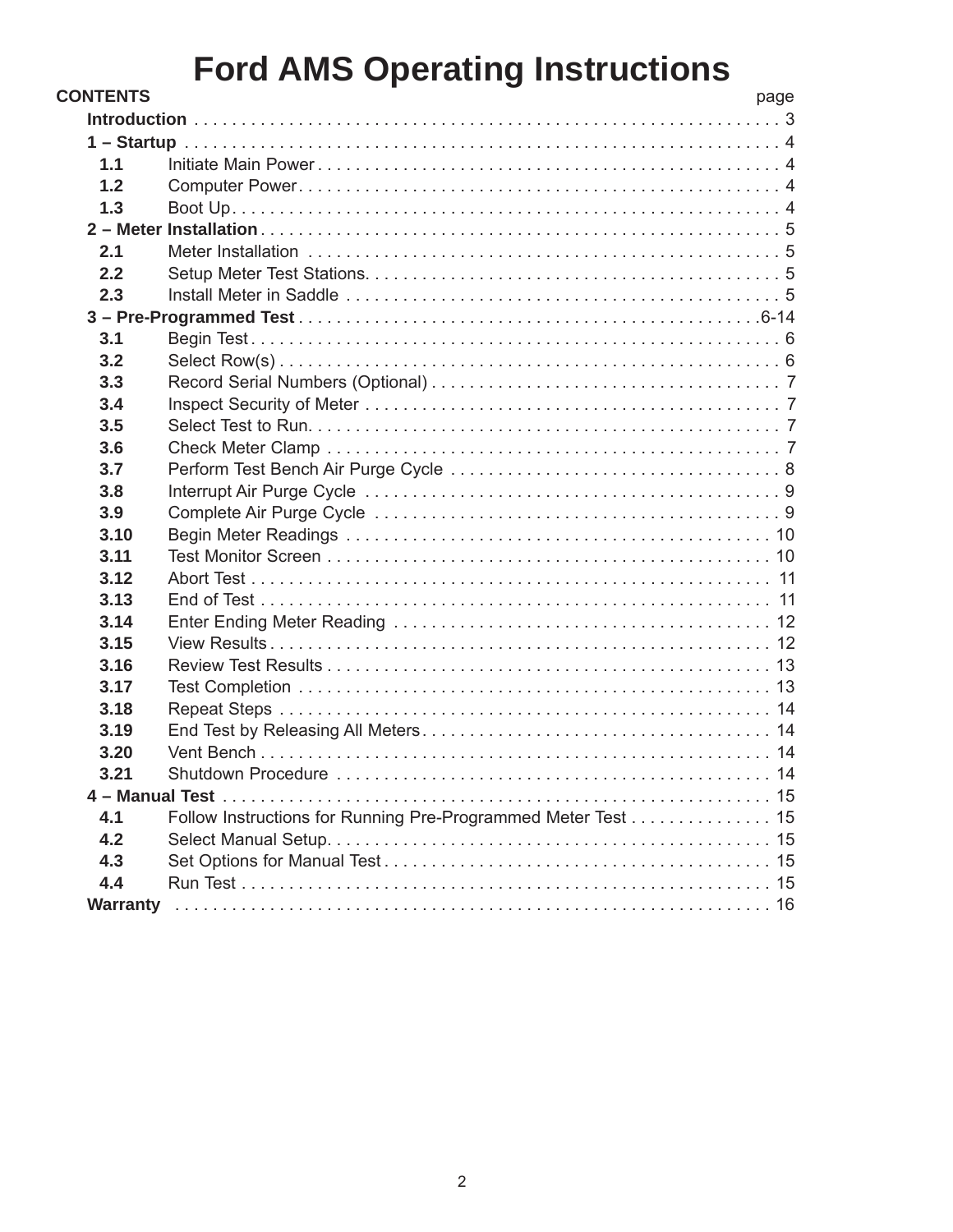# Ford AMS Operating Instructions

| CONTENTS | | page |
|---|---|---|
| **Introduction** | | 3 |
| **1 – Startup** | | 4 |
| **1.1** | Initiate Main Power | 4 |
| **1.2** | Computer Power | 4 |
| **1.3** | Boot Up | 4 |
| **2 – Meter Installation** | | 5 |
| **2.1** | Meter Installation | 5 |
| **2.2** | Setup Meter Test Stations | 5 |
| **2.3** | Install Meter in Saddle | 5 |
| **3 – Pre-Programmed Test** | | 6-14 |
| **3.1** | Begin Test | 6 |
| **3.2** | Select Row(s) | 6 |
| **3.3** | Record Serial Numbers (Optional) | 7 |
| **3.4** | Inspect Security of Meter | 7 |
| **3.5** | Select Test to Run | 7 |
| **3.6** | Check Meter Clamp | 7 |
| **3.7** | Perform Test Bench Air Purge Cycle | 8 |
| **3.8** | Interrupt Air Purge Cycle | 9 |
| **3.9** | Complete Air Purge Cycle | 9 |
| **3.10** | Begin Meter Readings | 10 |
| **3.11** | Test Monitor Screen | 10 |
| **3.12** | Abort Test | 11 |
| **3.13** | End of Test | 11 |
| **3.14** | Enter Ending Meter Reading | 12 |
| **3.15** | View Results | 12 |
| **3.16** | Review Test Results | 13 |
| **3.17** | Test Completion | 13 |
| **3.18** | Repeat Steps | 14 |
| **3.19** | End Test by Releasing All Meters | 14 |
| **3.20** | Vent Bench | 14 |
| **3.21** | Shutdown Procedure | 14 |
| **4 – Manual Test** | | 15 |
| **4.1** | Follow Instructions for Running Pre-Programmed Meter Test | 15 |
| **4.2** | Select Manual Setup | 15 |
| **4.3** | Set Options for Manual Test | 15 |
| **4.4** | Run Test | 15 |
| **Warranty** | | 16 |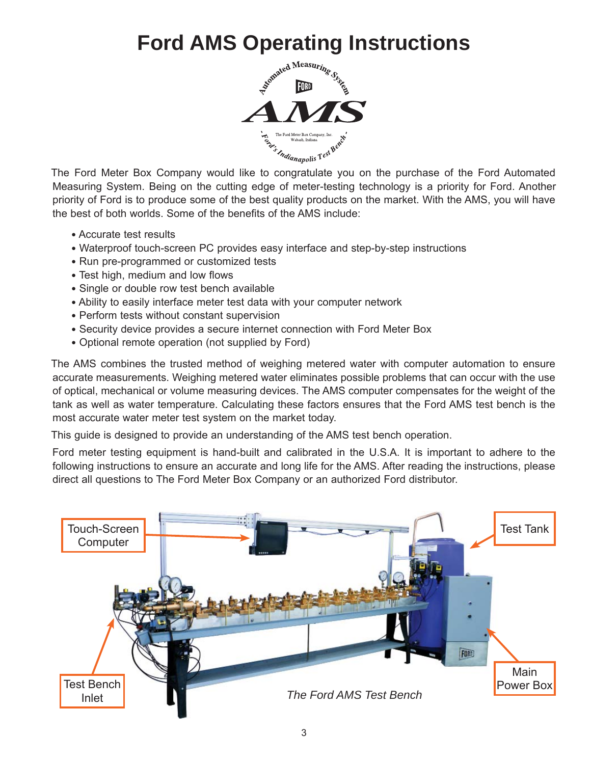# Ford AMS Operating Instructions

The Ford Meter Box Company would like to congratulate you on the purchase of the Ford Automated Measuring System. Being on the cutting edge of meter-testing technology is a priority for Ford. Another priority of Ford is to produce some of the best quality products on the market. With the AMS, you will have the best of both worlds. Some of the benefits of the AMS include:

- Accurate test results
- Waterproof touch-screen PC provides easy interface and step-by-step instructions
- Run pre-programmed or customized tests
- Test high, medium and low flows
- Single or double row test bench available
- Ability to easily interface meter test data with your computer network
- Perform tests without constant supervision
- Security device provides a secure internet connection with Ford Meter Box
- Optional remote operation (not supplied by Ford)

The AMS combines the trusted method of weighing metered water with computer automation to ensure accurate measurements. Weighing metered water eliminates possible problems that can occur with the use of optical, mechanical or volume measuring devices. The AMS computer compensates for the weight of the tank as well as water temperature. Calculating these factors ensures that the Ford AMS test bench is the most accurate water meter test system on the market today.

This guide is designed to provide an understanding of the AMS test bench operation.

Ford meter testing equipment is hand-built and calibrated in the U.S.A. It is important to adhere to the following instructions to ensure an accurate and long life for the AMS. After reading the instructions, please direct all questions to The Ford Meter Box Company or an authorized Ford distributor.

Touch-Screen Computer

Test Tank

Test Bench Inlet

Main Power Box

*The Ford AMS Test Bench*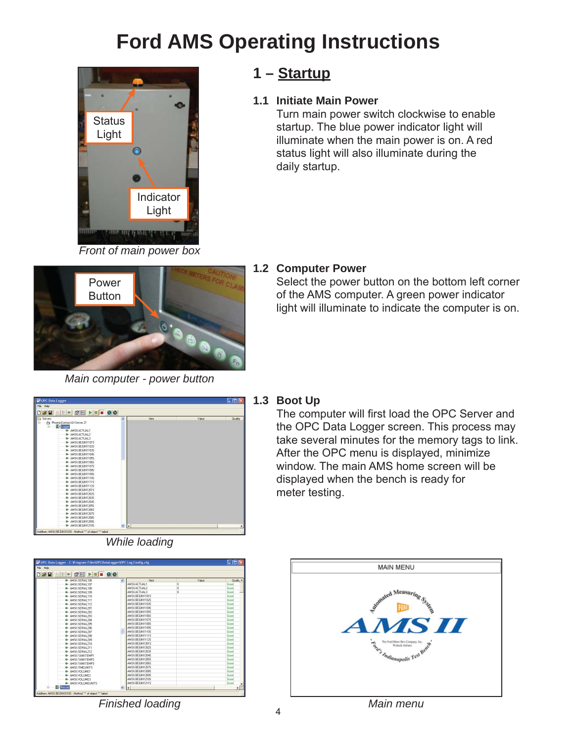# Ford AMS Operating Instructions

## 1 – Startup

### 1.1 Initiate Main Power

Turn main power switch clockwise to enable startup. The blue power indicator light will illuminate when the main power is on. A red status light will also illuminate during the daily startup.

*Front of main power box*

### 1.2 Computer Power

Select the power button on the bottom left corner of the AMS computer. A green power indicator light will illuminate to indicate the computer is on.

*Main computer - power button*

### 1.3 Boot Up

The computer will first load the OPC Server and the OPC Data Logger screen. This process may take several minutes for the memory tags to link. After the OPC menu is displayed, minimize window. The main AMS home screen will be displayed when the bench is ready for meter testing.

*While loading*

*Finished loading*

*Main menu*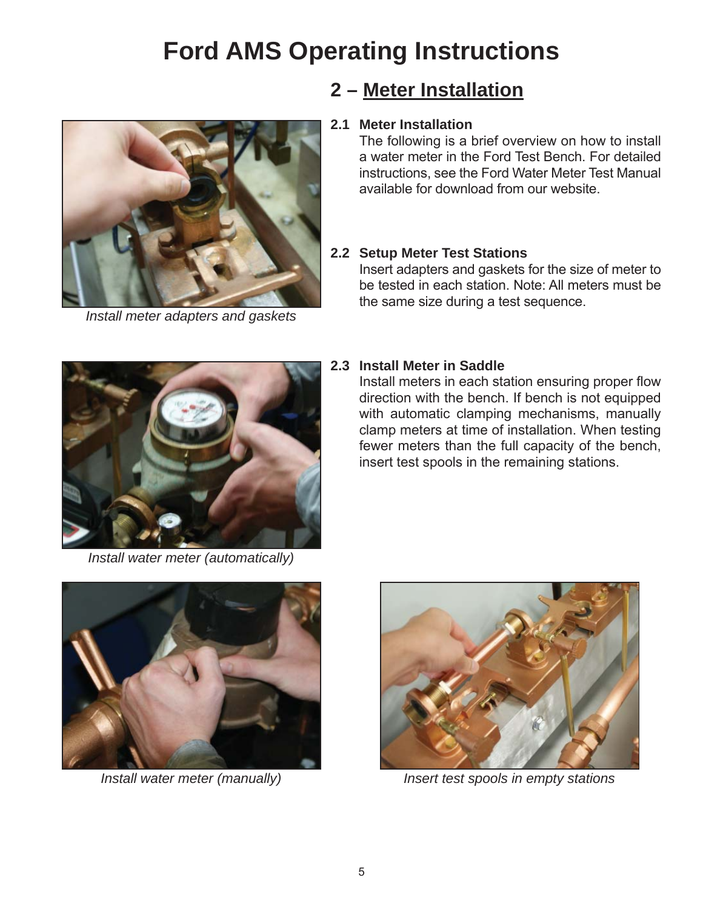# Ford AMS Operating Instructions

## 2 – Meter Installation

### 2.1 Meter Installation

The following is a brief overview on how to install a water meter in the Ford Test Bench. For detailed instructions, see the Ford Water Meter Test Manual available for download from our website.

*Install meter adapters and gaskets*

### 2.2 Setup Meter Test Stations

Insert adapters and gaskets for the size of meter to be tested in each station. Note: All meters must be the same size during a test sequence.

### 2.3 Install Meter in Saddle

Install meters in each station ensuring proper flow direction with the bench. If bench is not equipped with automatic clamping mechanisms, manually clamp meters at time of installation. When testing fewer meters than the full capacity of the bench, insert test spools in the remaining stations.

*Install water meter (automatically)*

*Install water meter (manually)*

*Insert test spools in empty stations*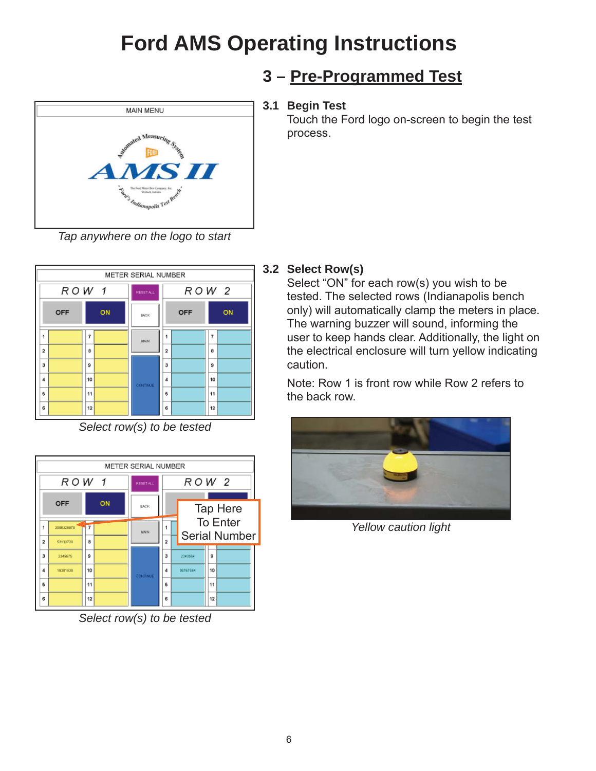# Ford AMS Operating Instructions

## 3 – Pre-Programmed Test

*Tap anywhere on the logo to start*

### 3.1 Begin Test

Touch the Ford logo on-screen to begin the test process.

*Select row(s) to be tested*

### 3.2 Select Row(s)

Select "ON" for each row(s) you wish to be tested. The selected rows (Indianapolis bench only) will automatically clamp the meters in place. The warning buzzer will sound, informing the user to keep hands clear. Additionally, the light on the electrical enclosure will turn yellow indicating caution.

Note: Row 1 is front row while Row 2 refers to the back row.

*Yellow caution light*

Tap Here To Enter Serial Number

*Select row(s) to be tested*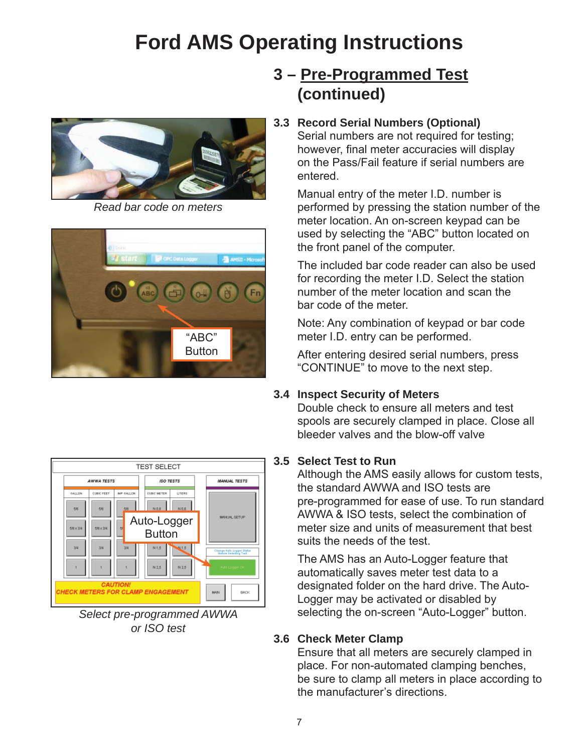# Ford AMS Operating Instructions

## 3 – Pre-Programmed Test (continued)

*Read bar code on meters*

*Select pre-programmed AWWA or ISO test*

### 3.3 Record Serial Numbers (Optional)

Serial numbers are not required for testing; however, final meter accuracies will display on the Pass/Fail feature if serial numbers are entered.

Manual entry of the meter I.D. number is performed by pressing the station number of the meter location. An on-screen keypad can be used by selecting the “ABC” button located on the front panel of the computer.

The included bar code reader can also be used for recording the meter I.D. Select the station number of the meter location and scan the bar code of the meter.

Note: Any combination of keypad or bar code meter I.D. entry can be performed.

After entering desired serial numbers, press “CONTINUE” to move to the next step.

### 3.4 Inspect Security of Meters

Double check to ensure all meters and test spools are securely clamped in place. Close all bleeder valves and the blow-off valve

### 3.5 Select Test to Run

Although the AMS easily allows for custom tests, the standard AWWA and ISO tests are pre-programmed for ease of use. To run standard AWWA & ISO tests, select the combination of meter size and units of measurement that best suits the needs of the test.

The AMS has an Auto-Logger feature that automatically saves meter test data to a designated folder on the hard drive. The Auto-Logger may be activated or disabled by selecting the on-screen “Auto-Logger” button.

### 3.6 Check Meter Clamp

Ensure that all meters are securely clamped in place. For non-automated clamping benches, be sure to clamp all meters in place according to the manufacturer’s directions.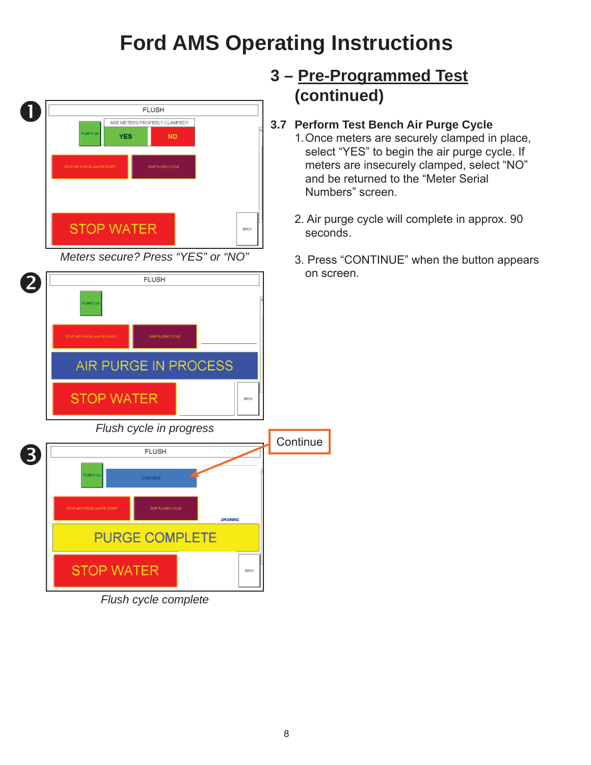# Ford AMS Operating Instructions

## 3 – Pre-Programmed Test (continued)

### 3.7 Perform Test Bench Air Purge Cycle

1. Once meters are securely clamped in place, select “YES” to begin the air purge cycle. If meters are insecurely clamped, select “NO” and be returned to the “Meter Serial Numbers” screen.

2. Air purge cycle will complete in approx. 90 seconds.

3. Press “CONTINUE” when the button appears on screen.

❶

*Meters secure? Press “YES” or “NO”*

❷

*Flush cycle in progress*

❸

Continue

*Flush cycle complete*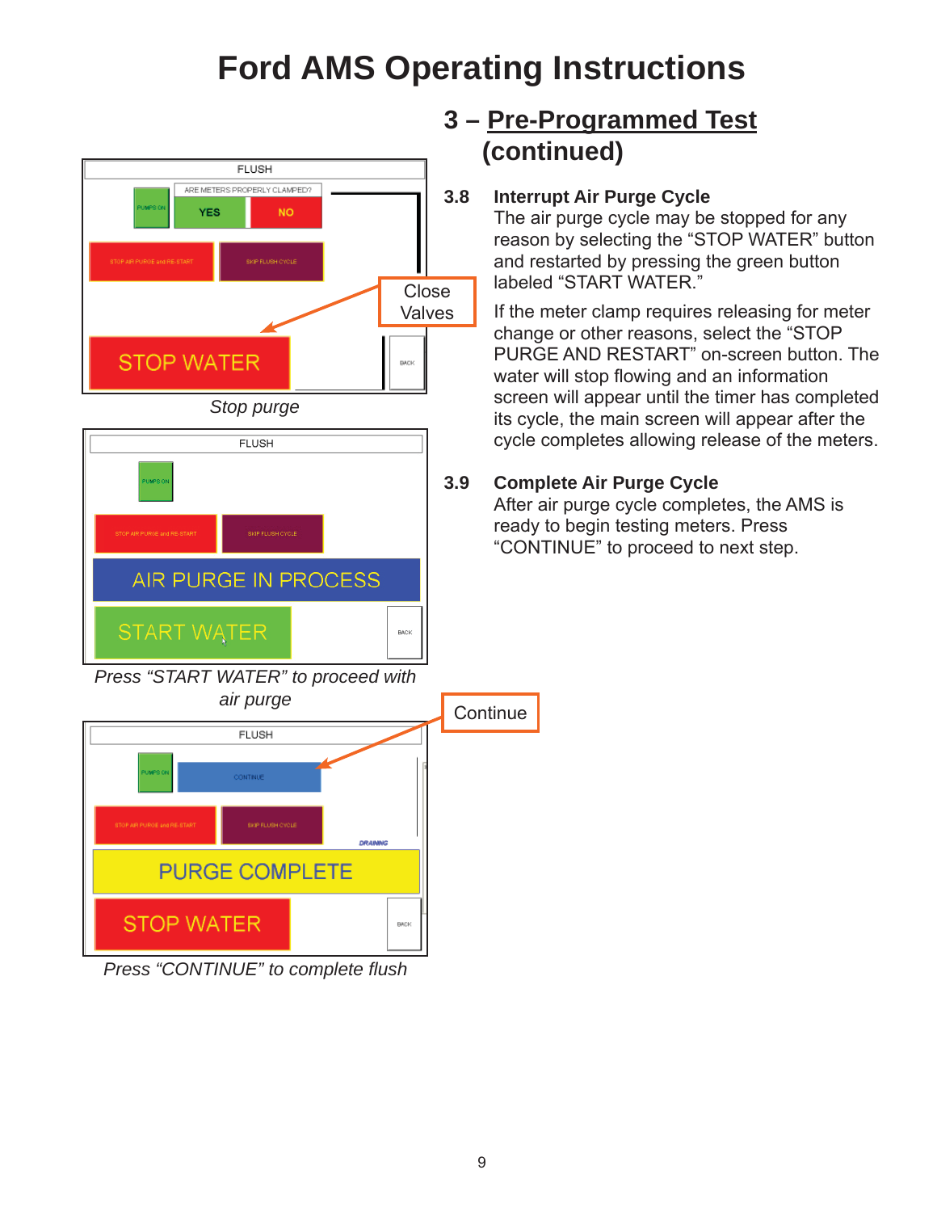# Ford AMS Operating Instructions

## 3 – Pre-Programmed Test (continued)

**3.8 Interrupt Air Purge Cycle**

The air purge cycle may be stopped for any reason by selecting the "STOP WATER" button and restarted by pressing the green button labeled "START WATER."

If the meter clamp requires releasing for meter change or other reasons, select the "STOP PURGE AND RESTART" on-screen button. The water will stop flowing and an information screen will appear until the timer has completed its cycle, the main screen will appear after the cycle completes allowing release of the meters.

**3.9 Complete Air Purge Cycle**

After air purge cycle completes, the AMS is ready to begin testing meters. Press "CONTINUE" to proceed to next step.

FLUSH
ARE METERS PROPERLY CLAMPED?
PUMPS ON | YES | NO
STOP AIR PURGE and RE-START | SKIP FLUSH CYCLE
STOP WATER
BACK
Close Valves

*Stop purge*

FLUSH
PUMPS ON
STOP AIR PURGE and RE-START | SKIP FLUSH CYCLE
AIR PURGE IN PROCESS
START WATER
BACK

*Press "START WATER" to proceed with air purge*

FLUSH
PUMPS ON | CONTINUE
STOP AIR PURGE and RE-START | SKIP FLUSH CYCLE
DRAINING
PURGE COMPLETE
STOP WATER
BACK
Continue

*Press "CONTINUE" to complete flush*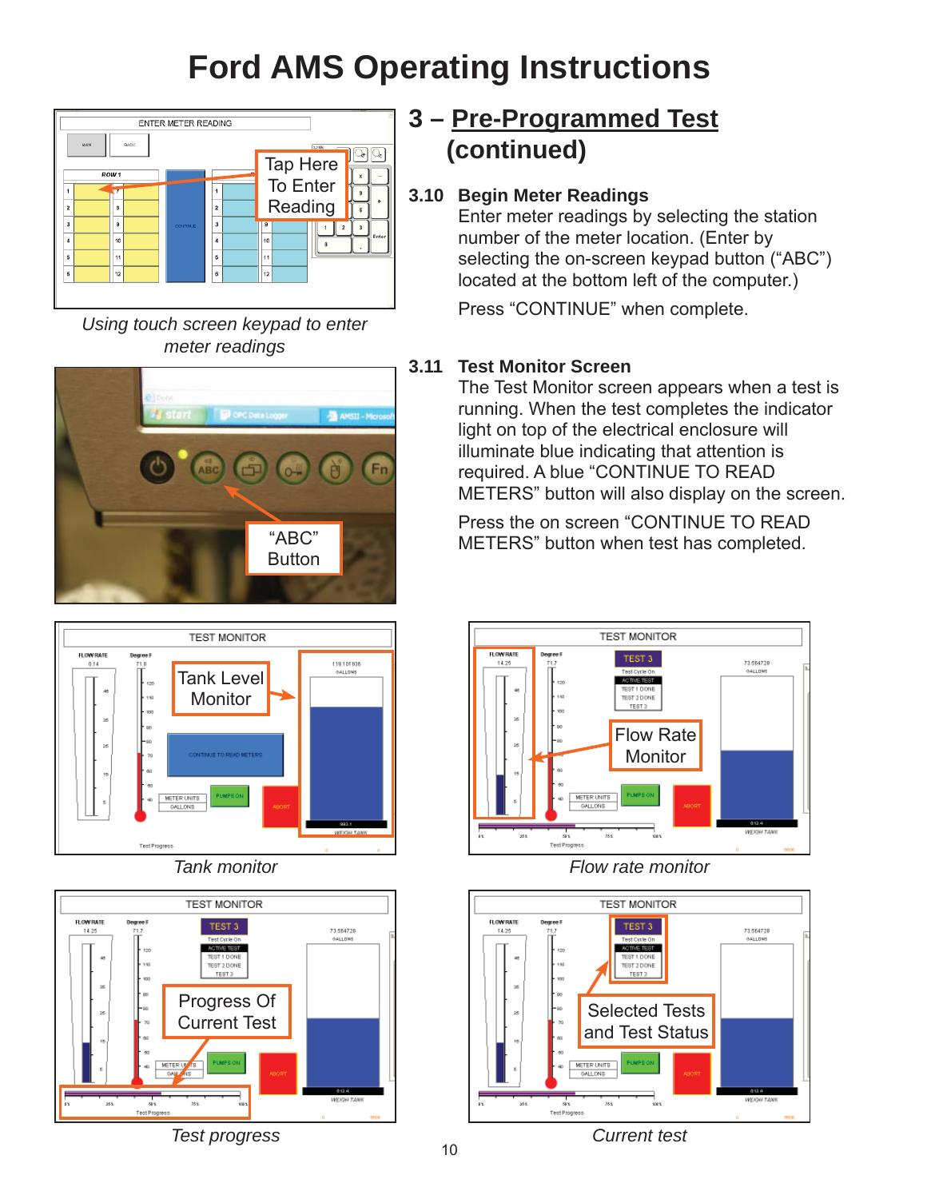# Ford AMS Operating Instructions

## 3 – Pre-Programmed Test (continued)

### 3.10 Begin Meter Readings

Enter meter readings by selecting the station number of the meter location. (Enter by selecting the on-screen keypad button (“ABC”) located at the bottom left of the computer.)

Press “CONTINUE” when complete.

*Using touch screen keypad to enter meter readings*

### 3.11 Test Monitor Screen

The Test Monitor screen appears when a test is running. When the test completes the indicator light on top of the electrical enclosure will illuminate blue indicating that attention is required. A blue “CONTINUE TO READ METERS” button will also display on the screen.

Press the on screen “CONTINUE TO READ METERS” button when test has completed.

*Tank monitor*

*Flow rate monitor*

*Test progress*

*Current test*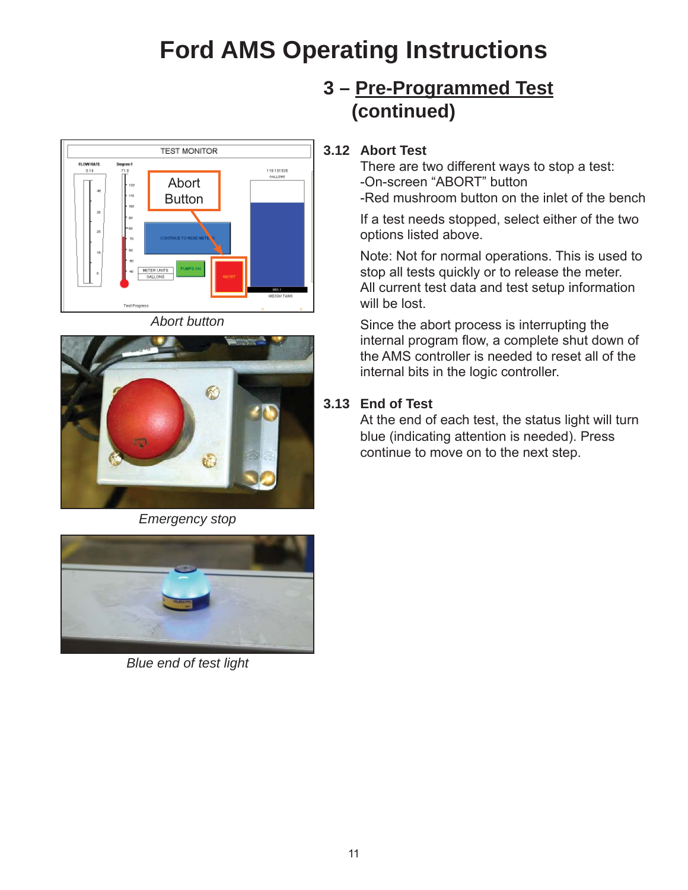# Ford AMS Operating Instructions

## 3 – Pre-Programmed Test (continued)

*Abort button*

*Emergency stop*

*Blue end of test light*

### 3.12 Abort Test

There are two different ways to stop a test:
-On-screen “ABORT” button
-Red mushroom button on the inlet of the bench

If a test needs stopped, select either of the two options listed above.

Note: Not for normal operations. This is used to stop all tests quickly or to release the meter. All current test data and test setup information will be lost.

Since the abort process is interrupting the internal program flow, a complete shut down of the AMS controller is needed to reset all of the internal bits in the logic controller.

### 3.13 End of Test

At the end of each test, the status light will turn blue (indicating attention is needed). Press continue to move on to the next step.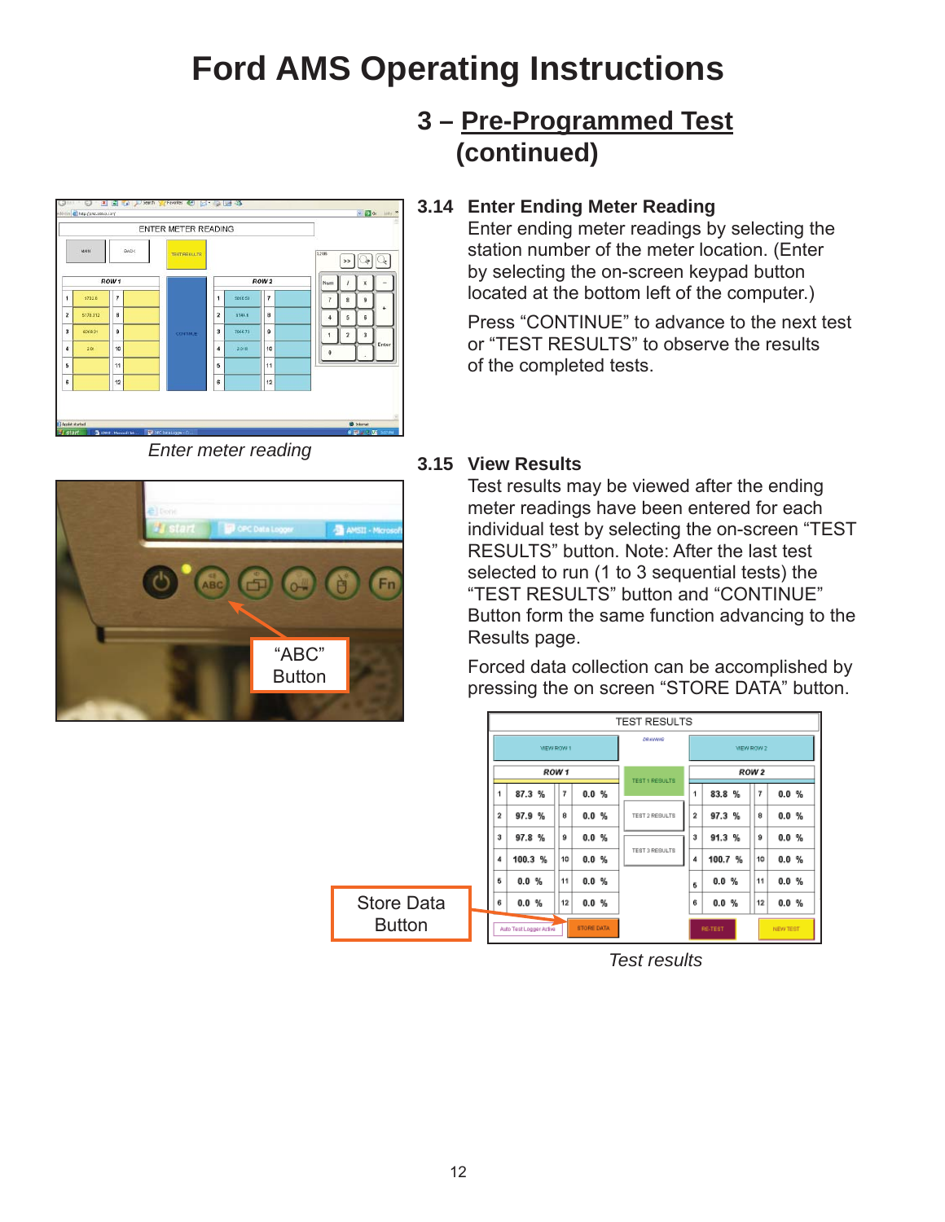# Ford AMS Operating Instructions

## 3 – Pre-Programmed Test (continued)

*Enter meter reading*

"ABC" Button

### 3.14 Enter Ending Meter Reading

Enter ending meter readings by selecting the station number of the meter location. (Enter by selecting the on-screen keypad button located at the bottom left of the computer.)

Press "CONTINUE" to advance to the next test or "TEST RESULTS" to observe the results of the completed tests.

### 3.15 View Results

Test results may be viewed after the ending meter readings have been entered for each individual test by selecting the on-screen "TEST RESULTS" button. Note: After the last test selected to run (1 to 3 sequential tests) the "TEST RESULTS" button and "CONTINUE" Button form the same function advancing to the Results page.

Forced data collection can be accomplished by pressing the on screen "STORE DATA" button.

Store Data Button

*Test results*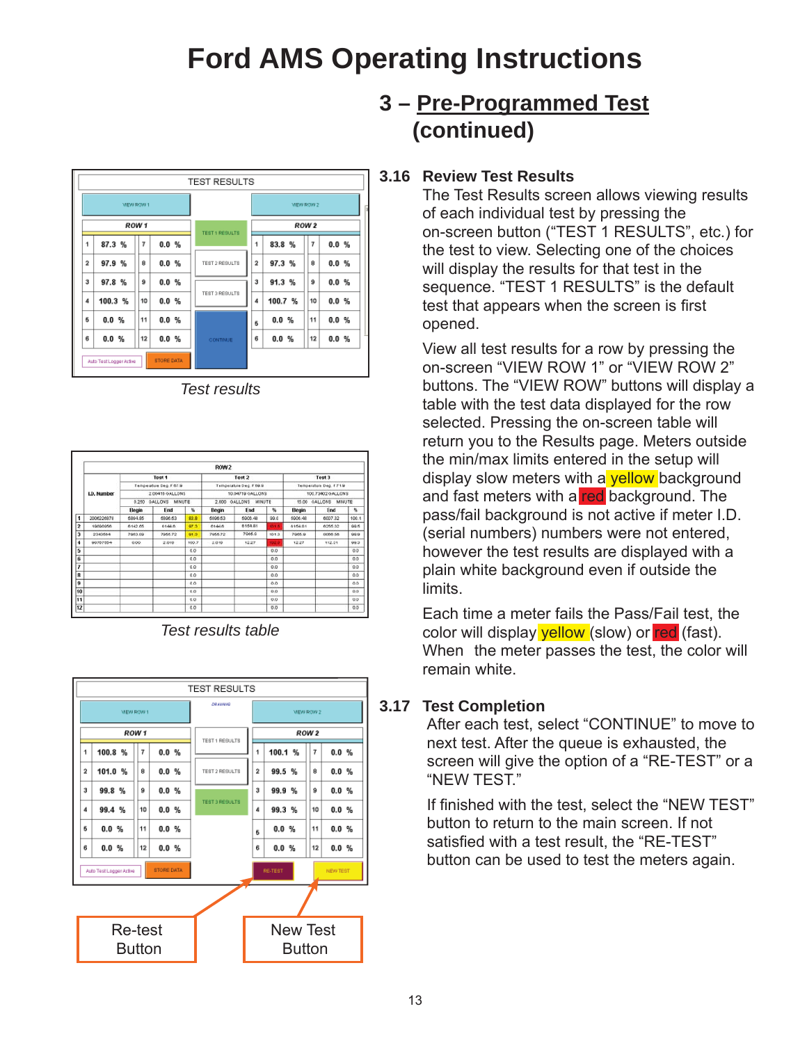# Ford AMS Operating Instructions

## 3 – Pre-Programmed Test (continued)

*Test results*

*Test results table*

Re-test Button

New Test Button

### 3.16 Review Test Results

The Test Results screen allows viewing results of each individual test by pressing the on-screen button (“TEST 1 RESULTS”, etc.) for the test to view. Selecting one of the choices will display the results for that test in the sequence. “TEST 1 RESULTS” is the default test that appears when the screen is first opened.

View all test results for a row by pressing the on-screen “VIEW ROW 1” or “VIEW ROW 2” buttons. The “VIEW ROW” buttons will display a table with the test data displayed for the row selected. Pressing the on-screen table will return you to the Results page. Meters outside the min/max limits entered in the setup will display slow meters with a yellow background and fast meters with a red background. The pass/fail background is not active if meter I.D. (serial numbers) numbers were not entered, however the test results are displayed with a plain white background even if outside the limits.

Each time a meter fails the Pass/Fail test, the color will display yellow (slow) or red (fast). When the meter passes the test, the color will remain white.

### 3.17 Test Completion

After each test, select “CONTINUE” to move to next test. After the queue is exhausted, the screen will give the option of a “RE-TEST” or a “NEW TEST.”

If finished with the test, select the “NEW TEST” button to return to the main screen. If not satisfied with a test result, the “RE-TEST” button can be used to test the meters again.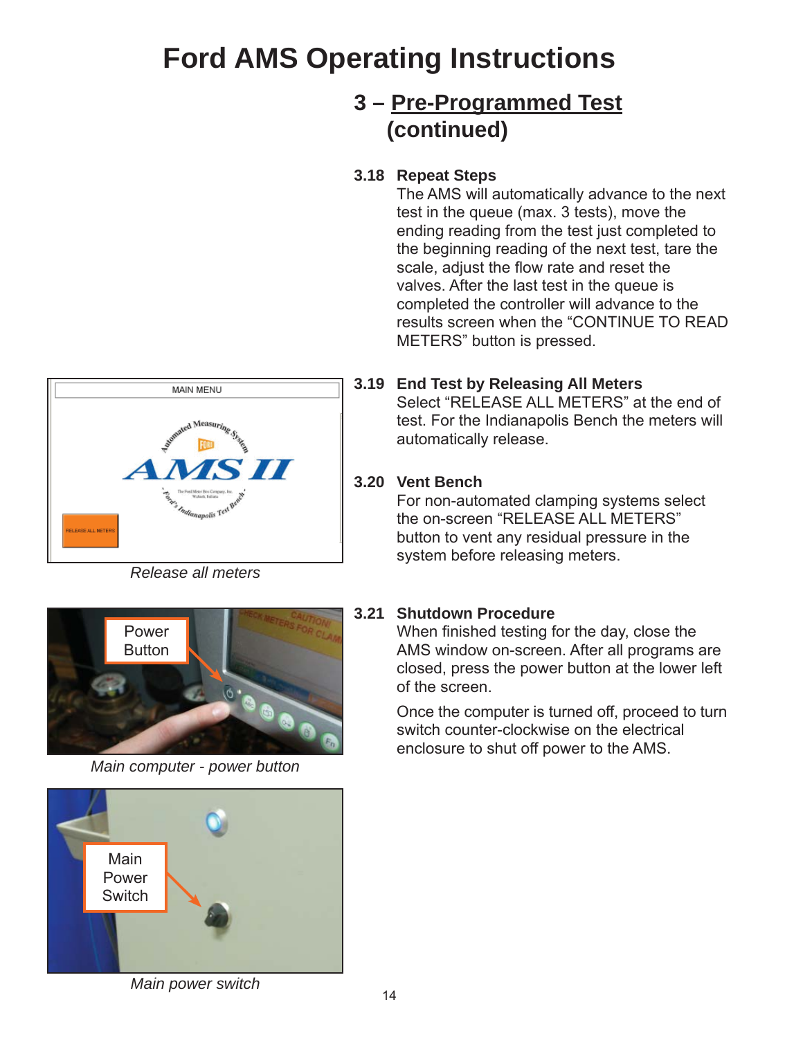# Ford AMS Operating Instructions

## 3 – Pre-Programmed Test (continued)

**3.18 Repeat Steps**
The AMS will automatically advance to the next test in the queue (max. 3 tests), move the ending reading from the test just completed to the beginning reading of the next test, tare the scale, adjust the flow rate and reset the valves. After the last test in the queue is completed the controller will advance to the results screen when the "CONTINUE TO READ METERS" button is pressed.

**3.19 End Test by Releasing All Meters**
Select "RELEASE ALL METERS" at the end of test. For the Indianapolis Bench the meters will automatically release.

*Release all meters*

**3.20 Vent Bench**
For non-automated clamping systems select the on-screen "RELEASE ALL METERS" button to vent any residual pressure in the system before releasing meters.

**3.21 Shutdown Procedure**
When finished testing for the day, close the AMS window on-screen. After all programs are closed, press the power button at the lower left of the screen.

Once the computer is turned off, proceed to turn switch counter-clockwise on the electrical enclosure to shut off power to the AMS.

*Main computer - power button*

*Main power switch*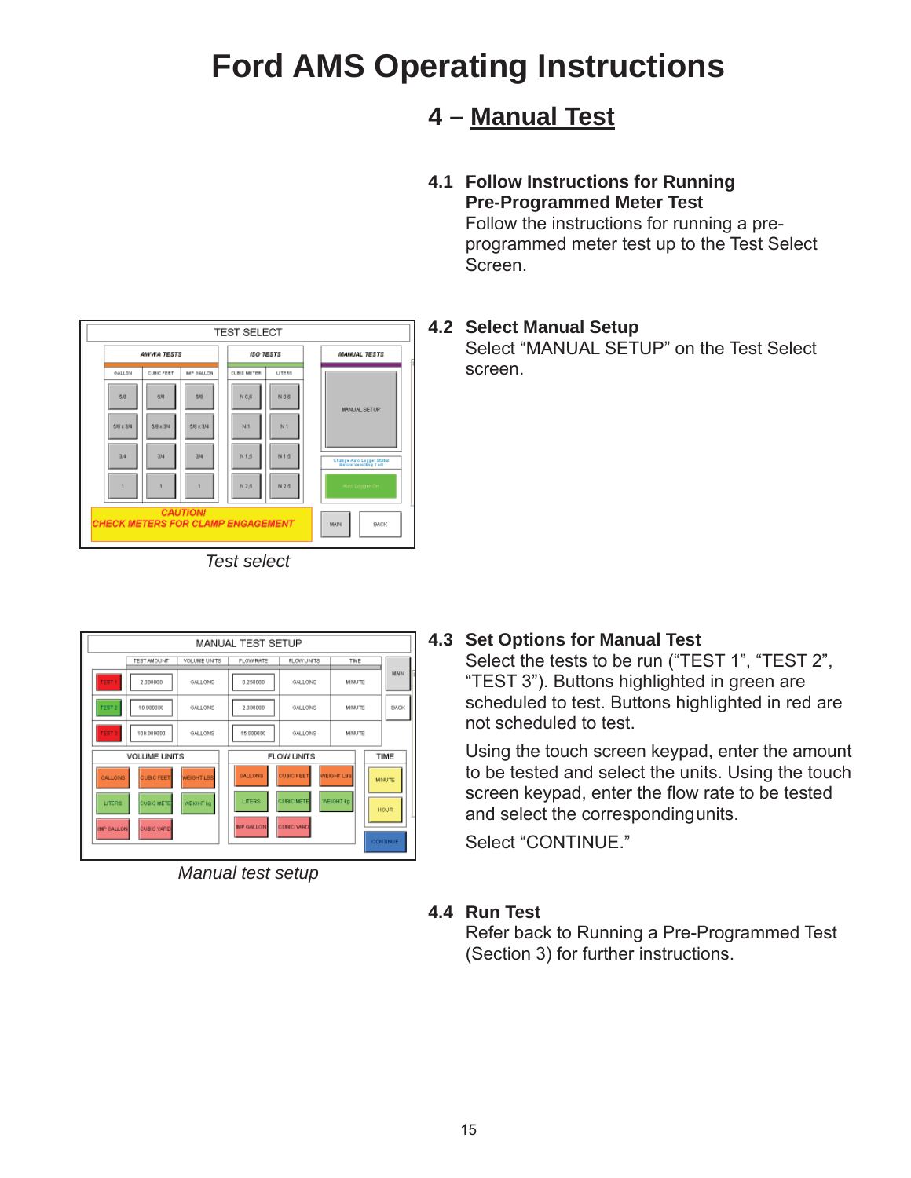# Ford AMS Operating Instructions

## 4 – Manual Test

### 4.1 Follow Instructions for Running Pre-Programmed Meter Test

Follow the instructions for running a pre-programmed meter test up to the Test Select Screen.

### 4.2 Select Manual Setup

Select “MANUAL SETUP” on the Test Select screen.

*Test select*

### 4.3 Set Options for Manual Test

Select the tests to be run (“TEST 1”, “TEST 2”, “TEST 3”). Buttons highlighted in green are scheduled to test. Buttons highlighted in red are not scheduled to test.

Using the touch screen keypad, enter the amount to be tested and select the units. Using the touch screen keypad, enter the flow rate to be tested and select the corresponding units.

Select “CONTINUE.”

*Manual test setup*

### 4.4 Run Test

Refer back to Running a Pre-Programmed Test (Section 3) for further instructions.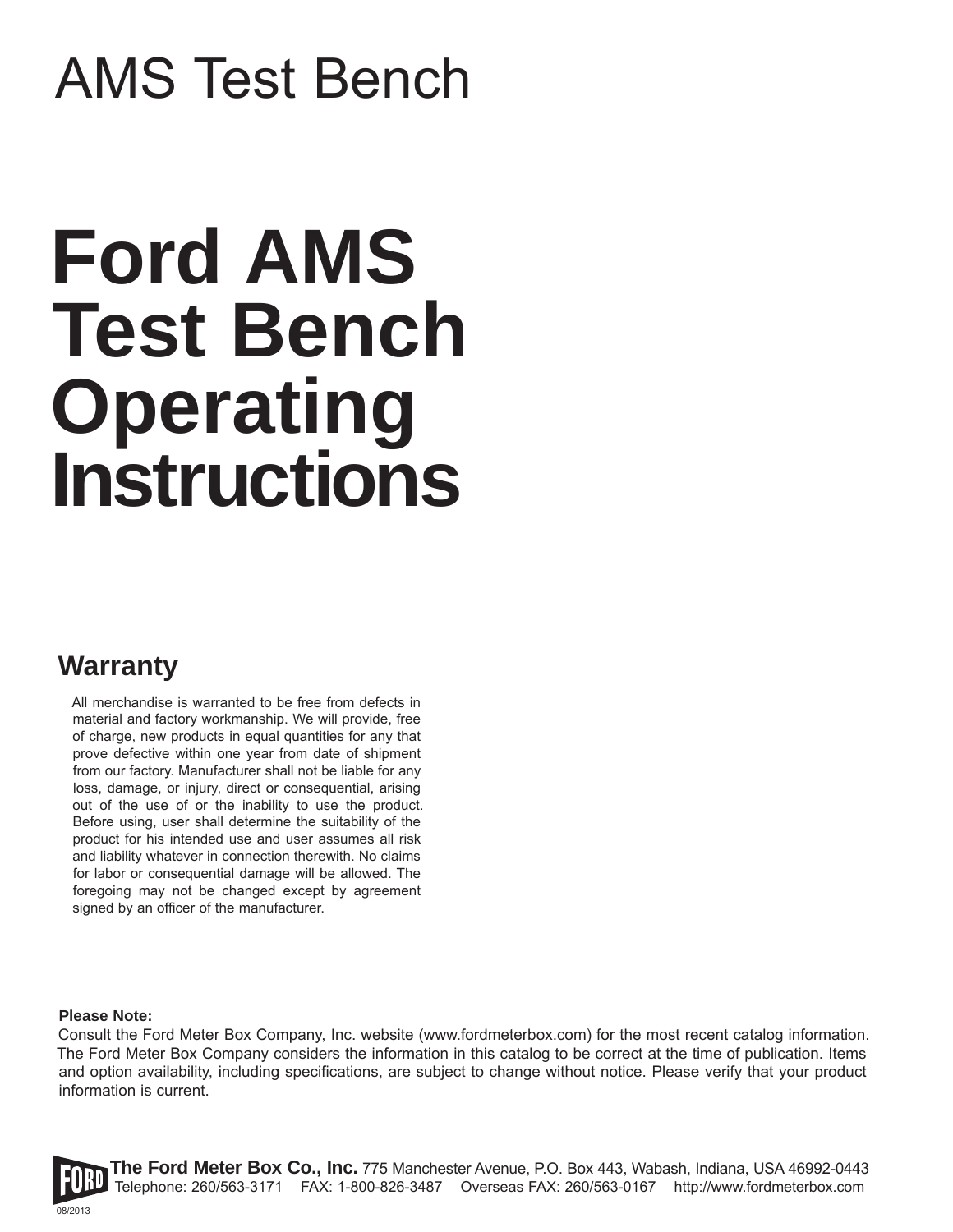AMS Test Bench

# Ford AMS Test Bench Operating Instructions

## Warranty

All merchandise is warranted to be free from defects in material and factory workmanship. We will provide, free of charge, new products in equal quantities for any that prove defective within one year from date of shipment from our factory. Manufacturer shall not be liable for any loss, damage, or injury, direct or consequential, arising out of the use of or the inability to use the product. Before using, user shall determine the suitability of the product for his intended use and user assumes all risk and liability whatever in connection therewith. No claims for labor or consequential damage will be allowed. The foregoing may not be changed except by agreement signed by an officer of the manufacturer.

**Please Note:**
Consult the Ford Meter Box Company, Inc. website (www.fordmeterbox.com) for the most recent catalog information. The Ford Meter Box Company considers the information in this catalog to be correct at the time of publication. Items and option availability, including specifications, are subject to change without notice. Please verify that your product information is current.

**The Ford Meter Box Co., Inc.** 775 Manchester Avenue, P.O. Box 443, Wabash, Indiana, USA 46992-0443
Telephone: 260/563-3171 FAX: 1-800-826-3487 Overseas FAX: 260/563-0167 http://www.fordmeterbox.com

08/2013